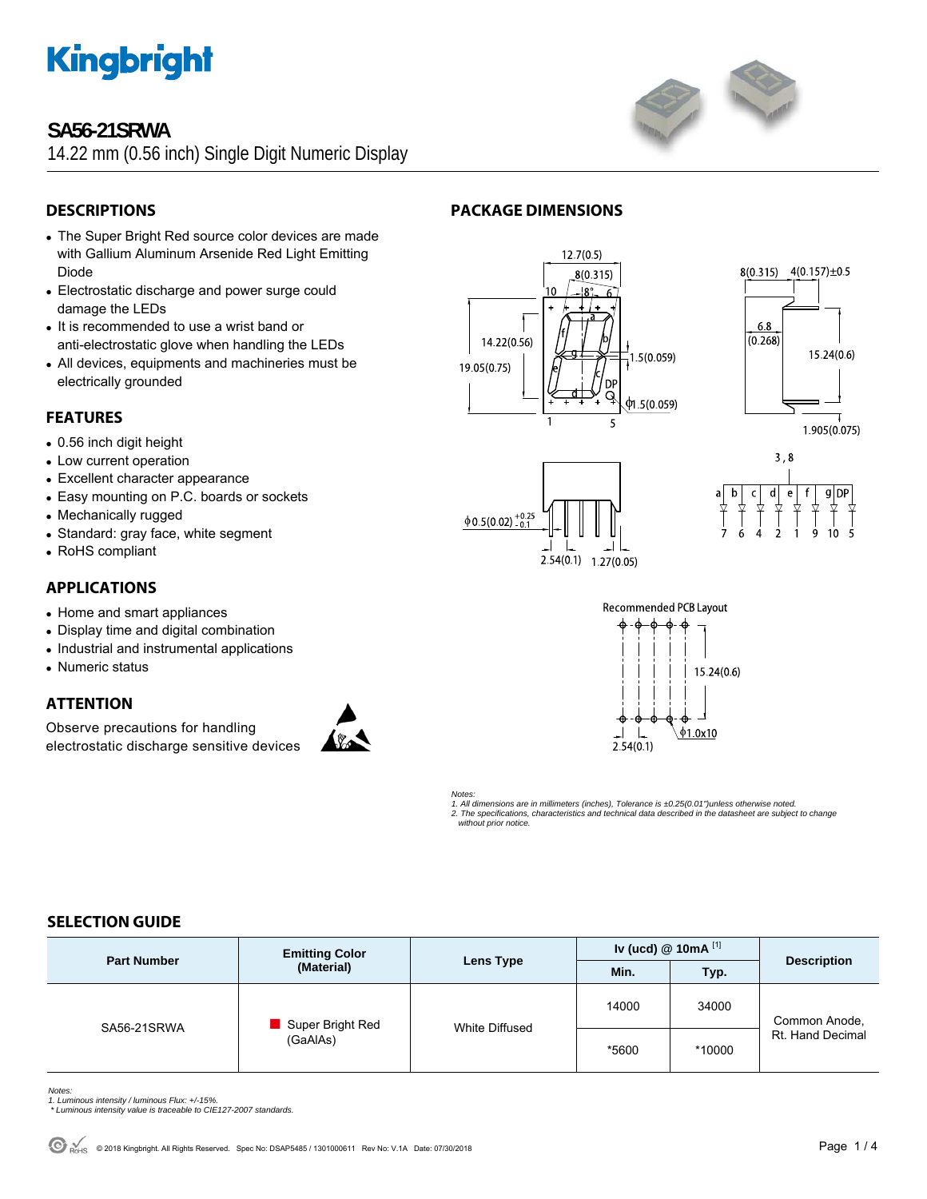# SA56-21SRWA

14.22 mm (0.56 inch) Single Digit Numeric Display

## DESCRIPTIONS

- The Super Bright Red source color devices are made with Gallium Aluminum Arsenide Red Light Emitting Diode
- Electrostatic discharge and power surge could damage the LEDs
- It is recommended to use a wrist band or anti-electrostatic glove when handling the LEDs
- All devices, equipments and machineries must be electrically grounded

## FEATURES

- 0.56 inch digit height
- Low current operation
- Excellent character appearance
- Easy mounting on P.C. boards or sockets
- Mechanically rugged
- Standard: gray face, white segment
- RoHS compliant

## APPLICATIONS

- Home and smart appliances
- Display time and digital combination
- Industrial and instrumental applications
- Numeric status

## ATTENTION

Observe precautions for handling electrostatic discharge sensitive devices

## PACKAGE DIMENSIONS

Recommended PCB Layout

*Notes:*
*1. All dimensions are in millimeters (inches), Tolerance is ±0.25(0.01")unless otherwise noted.*
*2. The specifications, characteristics and technical data described in the datasheet are subject to change without prior notice.*

## SELECTION GUIDE

| Part Number | Emitting Color (Material) | Lens Type | Iv (ucd) @ 10mA [1] | | Description |
|---|---|---|---|---|---|
| | | | Min. | Typ. | |
| SA56-21SRWA | Super Bright Red (GaAlAs) | White Diffused | 14000 | 34000 | Common Anode, Rt. Hand Decimal |
| | | | *5600 | *10000 | |

*Notes:*
*1. Luminous intensity / luminous Flux: +/-15%.*
** Luminous intensity value is traceable to CIE127-2007 standards.*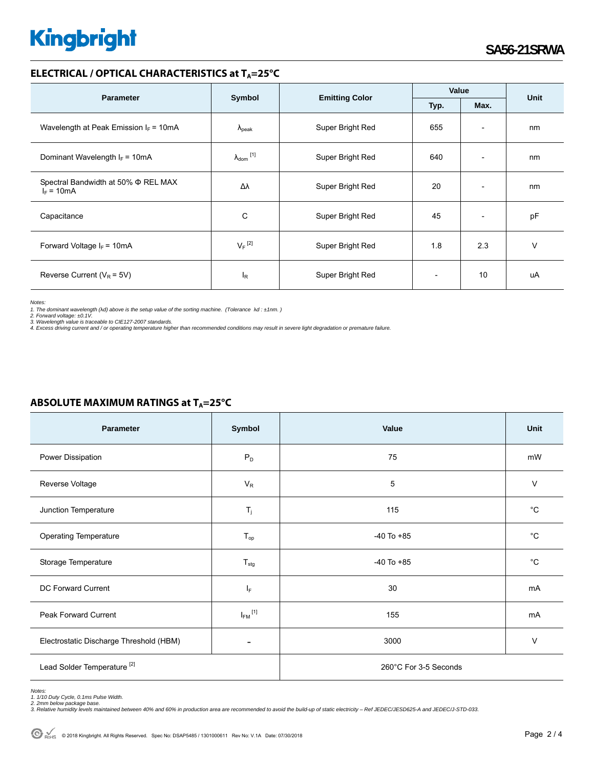## ELECTRICAL / OPTICAL CHARACTERISTICS at $T_A$=25°C

| Parameter | Symbol | Emitting Color | Value | | Unit |
|---|---|---|---|---|---|
| | | | Typ. | Max. | |
| Wavelength at Peak Emission $I_F$ = 10mA | $\lambda_{peak}$ | Super Bright Red | 655 | - | nm |
| Dominant Wavelength $I_F$ = 10mA | $\lambda_{dom}$ [1] | Super Bright Red | 640 | - | nm |
| Spectral Bandwidth at 50% Φ REL MAX $I_F$ = 10mA | Δλ | Super Bright Red | 20 | - | nm |
| Capacitance | C | Super Bright Red | 45 | - | pF |
| Forward Voltage $I_F$ = 10mA | $V_F$ [2] | Super Bright Red | 1.8 | 2.3 | V |
| Reverse Current ($V_R$ = 5V) | $I_R$ | Super Bright Red | - | 10 | uA |

*Notes:*
*1. The dominant wavelength (λd) above is the setup value of the sorting machine. (Tolerance λd : ±1nm. )*
*2. Forward voltage: ±0.1V.*
*3. Wavelength value is traceable to CIE127-2007 standards.*
*4. Excess driving current and / or operating temperature higher than recommended conditions may result in severe light degradation or premature failure.*

## ABSOLUTE MAXIMUM RATINGS at $T_A$=25°C

| Parameter | Symbol | Value | Unit |
|---|---|---|---|
| Power Dissipation | $P_D$ | 75 | mW |
| Reverse Voltage | $V_R$ | 5 | V |
| Junction Temperature | $T_j$ | 115 | °C |
| Operating Temperature | $T_{op}$ | -40 To +85 | °C |
| Storage Temperature | $T_{stg}$ | -40 To +85 | °C |
| DC Forward Current | $I_F$ | 30 | mA |
| Peak Forward Current | $I_{FM}$ [1] | 155 | mA |
| Electrostatic Discharge Threshold (HBM) | - | 3000 | V |
| Lead Solder Temperature [2] | | 260°C For 3-5 Seconds | |

*Notes:*
*1. 1/10 Duty Cycle, 0.1ms Pulse Width.*
*2. 2mm below package base.*
*3. Relative humidity levels maintained between 40% and 60% in production area are recommended to avoid the build-up of static electricity – Ref JEDEC/JESD625-A and JEDEC/J-STD-033.*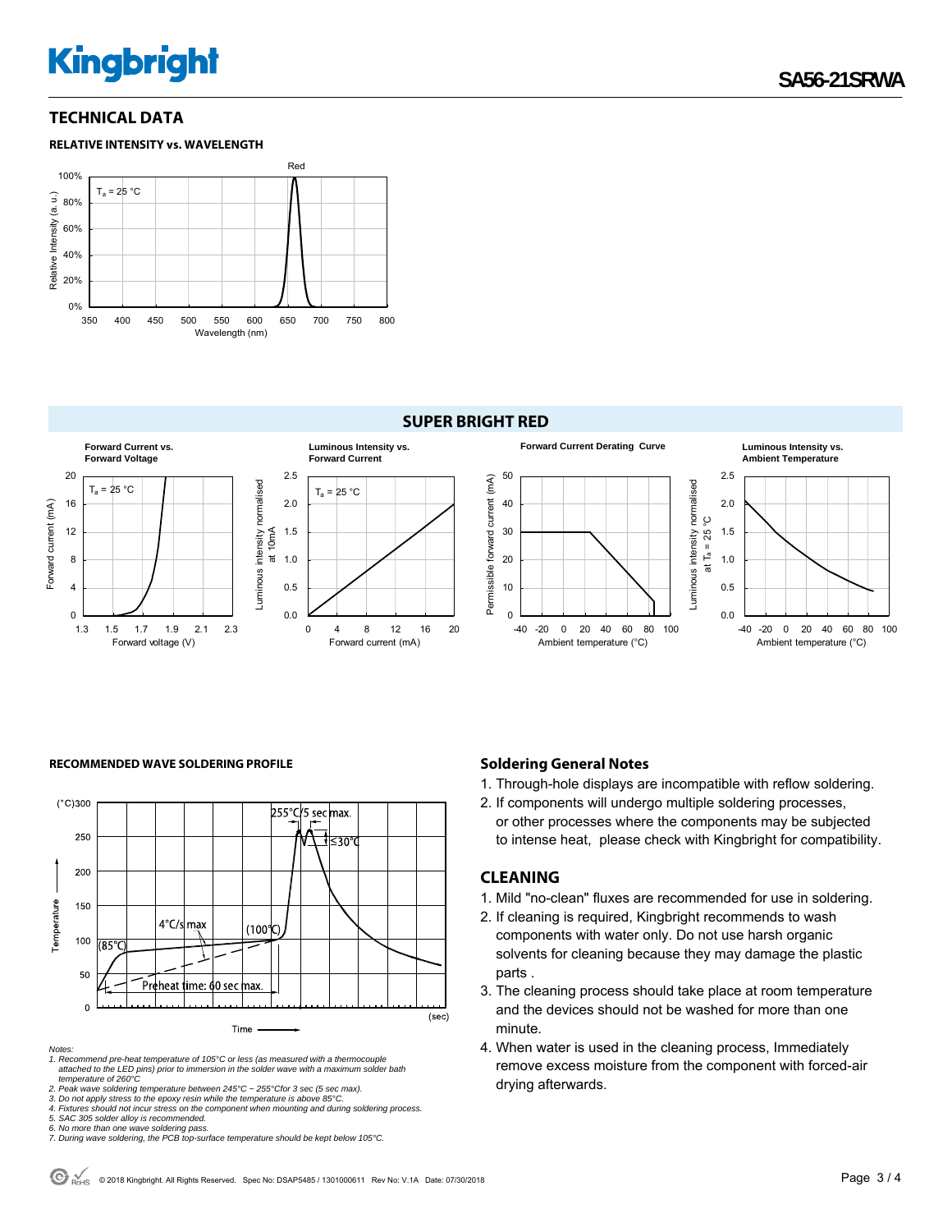## TECHNICAL DATA

**RELATIVE INTENSITY vs. WAVELENGTH**

## SUPER BRIGHT RED

**Forward Current vs. Forward Voltage**

**Luminous Intensity vs. Forward Current**

**Forward Current Derating Curve**

**Luminous Intensity vs. Ambient Temperature**

**RECOMMENDED WAVE SOLDERING PROFILE**

*Notes:*

*1. Recommend pre-heat temperature of 105°C or less (as measured with a thermocouple attached to the LED pins) prior to immersion in the solder wave with a maximum solder bath temperature of 260°C*

*2. Peak wave soldering temperature between 245°C ~ 255°Cfor 3 sec (5 sec max).*

*3. Do not apply stress to the epoxy resin while the temperature is above 85°C.*

*4. Fixtures should not incur stress on the component when mounting and during soldering process.*

*5. SAC 305 solder alloy is recommended.*

*6. No more than one wave soldering pass.*

*7. During wave soldering, the PCB top-surface temperature should be kept below 105°C.*

### Soldering General Notes

1. Through-hole displays are incompatible with reflow soldering.
2. If components will undergo multiple soldering processes, or other processes where the components may be subjected to intense heat, please check with Kingbright for compatibility.

## CLEANING

1. Mild "no-clean" fluxes are recommended for use in soldering.
2. If cleaning is required, Kingbright recommends to wash components with water only. Do not use harsh organic solvents for cleaning because they may damage the plastic parts .
3. The cleaning process should take place at room temperature and the devices should not be washed for more than one minute.
4. When water is used in the cleaning process, Immediately remove excess moisture from the component with forced-air drying afterwards.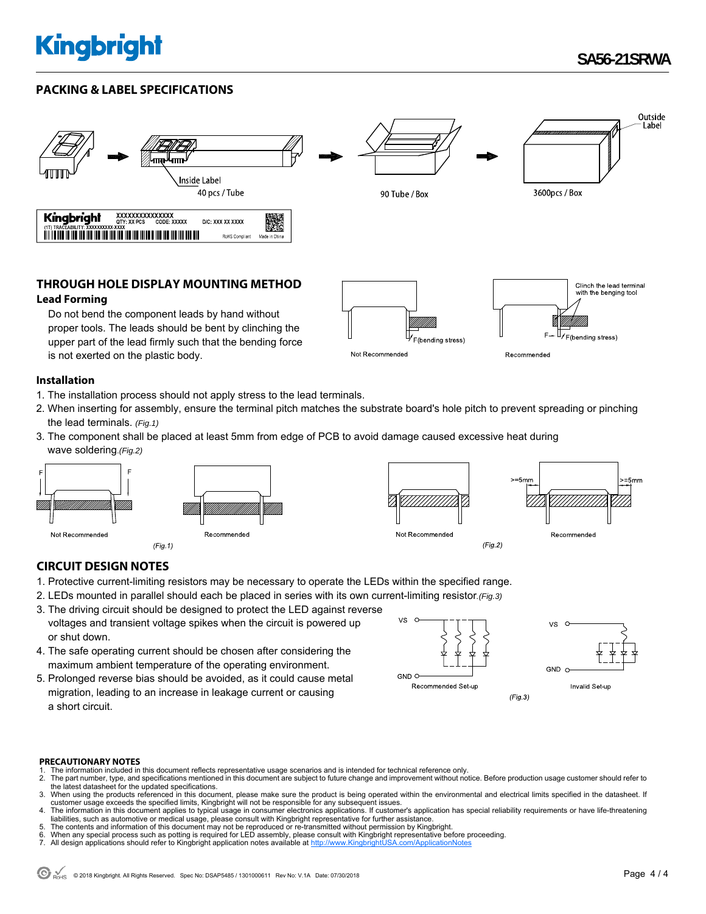## PACKING & LABEL SPECIFICATIONS

Inside Label

40 pcs / Tube

90 Tube / Box

3600pcs / Box

Outside Label

## THROUGH HOLE DISPLAY MOUNTING METHOD

### Lead Forming

Do not bend the component leads by hand without proper tools. The leads should be bent by clinching the upper part of the lead firmly such that the bending force is not exerted on the plastic body.

F(bending stress)

Not Recommended

Clinch the lead terminal with the benging tool

F(bending stress)

Recommended

### Installation

1. The installation process should not apply stress to the lead terminals.
2. When inserting for assembly, ensure the terminal pitch matches the substrate board's hole pitch to prevent spreading or pinching the lead terminals. *(Fig.1)*
3. The component shall be placed at least 5mm from edge of PCB to avoid damage caused excessive heat during wave soldering.*(Fig.2)*

Not Recommended

Recommended

*(Fig.1)*

Not Recommended

>=5mm

>=5mm

Recommended

*(Fig.2)*

## CIRCUIT DESIGN NOTES

1. Protective current-limiting resistors may be necessary to operate the LEDs within the specified range.
2. LEDs mounted in parallel should each be placed in series with its own current-limiting resistor.*(Fig.3)*
3. The driving circuit should be designed to protect the LED against reverse voltages and transient voltage spikes when the circuit is powered up or shut down.
4. The safe operating current should be chosen after considering the maximum ambient temperature of the operating environment.
5. Prolonged reverse bias should be avoided, as it could cause metal migration, leading to an increase in leakage current or causing a short circuit.

VS

GND

Recommended Set-up

VS

GND

Invalid Set-up

*(Fig.3)*

### PRECAUTIONARY NOTES

1. The information included in this document reflects representative usage scenarios and is intended for technical reference only.
2. The part number, type, and specifications mentioned in this document are subject to future change and improvement without notice. Before production usage customer should refer to the latest datasheet for the updated specifications.
3. When using the products referenced in this document, please make sure the product is being operated within the environmental and electrical limits specified in the datasheet. If customer usage exceeds the specified limits, Kingbright will not be responsible for any subsequent issues.
4. The information in this document applies to typical usage in consumer electronics applications. If customer's application has special reliability requirements or have life-threatening liabilities, such as automotive or medical usage, please consult with Kingbright representative for further assistance.
5. The contents and information of this document may not be reproduced or re-transmitted without permission by Kingbright.
6. When any special process such as potting is required for LED assembly, please consult with Kingbright representative before proceeding.
7. All design applications should refer to Kingbright application notes available at http://www.KingbrightUSA.com/ApplicationNotes

© 2018 Kingbright. All Rights Reserved. Spec No: DSAP5485 / 1301000611 Rev No: V.1A Date: 07/30/2018